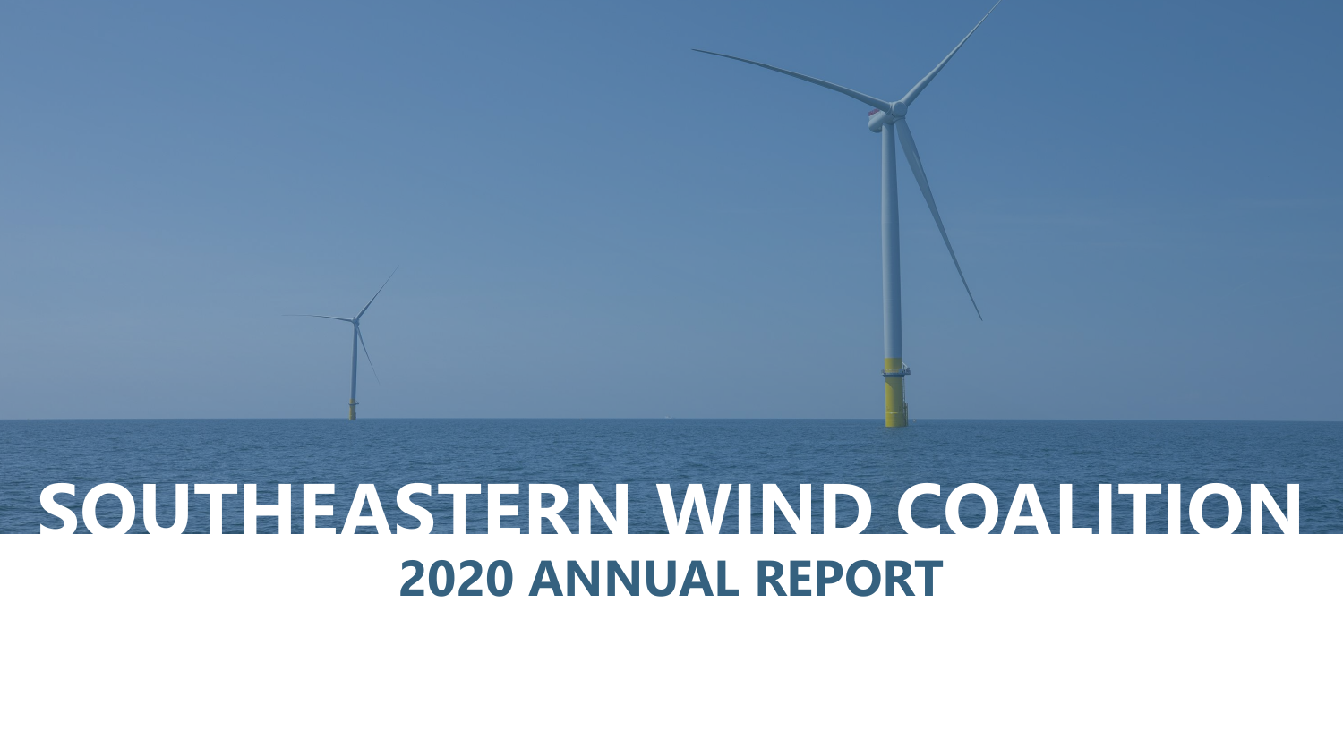# SOUTHEASTERN WIND COALITION

## 2020 ANNUAL REPORT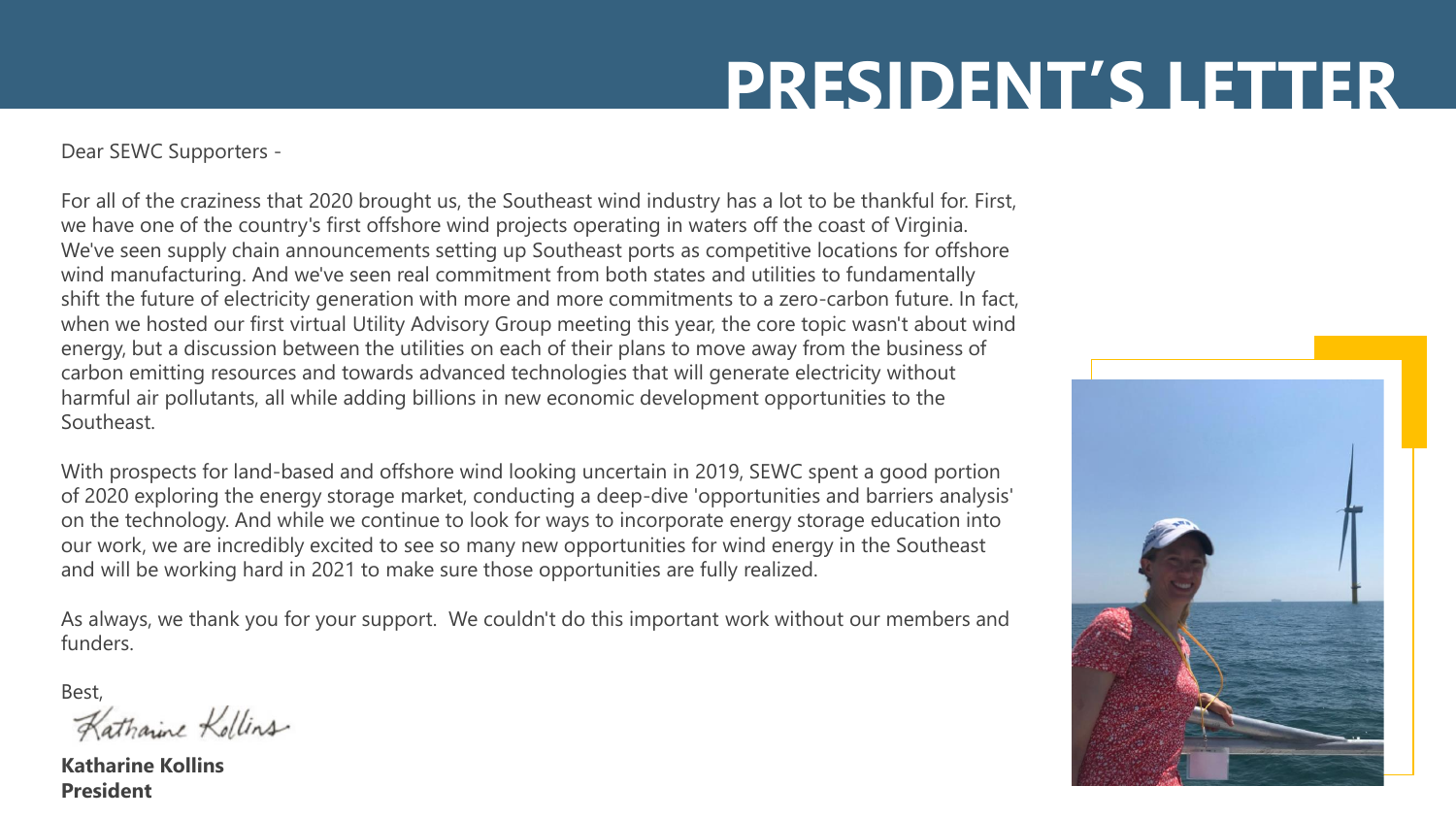# PRESIDENT'S LETTER

Dear SEWC Supporters -

For all of the craziness that 2020 brought us, the Southeast wind industry has a lot to be thankful for. First, we have one of the country's first offshore wind projects operating in waters off the coast of Virginia. We've seen supply chain announcements setting up Southeast ports as competitive locations for offshore wind manufacturing. And we've seen real commitment from both states and utilities to fundamentally shift the future of electricity generation with more and more commitments to a zero-carbon future. In fact, when we hosted our first virtual Utility Advisory Group meeting this year, the core topic wasn't about wind energy, but a discussion between the utilities on each of their plans to move away from the business of carbon emitting resources and towards advanced technologies that will generate electricity without harmful air pollutants, all while adding billions in new economic development opportunities to the Southeast.

With prospects for land-based and offshore wind looking uncertain in 2019, SEWC spent a good portion of 2020 exploring the energy storage market, conducting a deep-dive 'opportunities and barriers analysis' on the technology. And while we continue to look for ways to incorporate energy storage education into our work, we are incredibly excited to see so many new opportunities for wind energy in the Southeast and will be working hard in 2021 to make sure those opportunities are fully realized.

As always, we thank you for your support. We couldn't do this important work without our members and funders.

Best,

Katharine Kollins

**Katharine Kollins**
**President**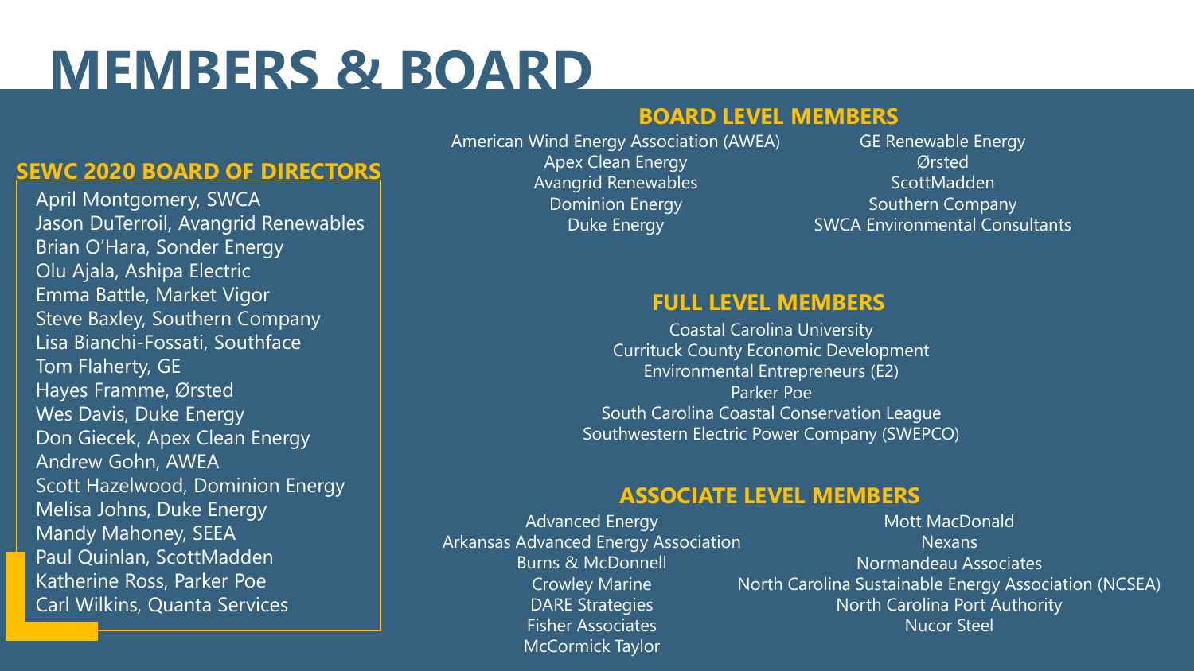# MEMBERS & BOARD

## SEWC 2020 BOARD OF DIRECTORS

April Montgomery, SWCA
Jason DuTerroil, Avangrid Renewables
Brian O'Hara, Sonder Energy
Olu Ajala, Ashipa Electric
Emma Battle, Market Vigor
Steve Baxley, Southern Company
Lisa Bianchi-Fossati, Southface
Tom Flaherty, GE
Hayes Framme, Ørsted
Wes Davis, Duke Energy
Don Giecek, Apex Clean Energy
Andrew Gohn, AWEA
Scott Hazelwood, Dominion Energy
Melisa Johns, Duke Energy
Mandy Mahoney, SEEA
Paul Quinlan, ScottMadden
Katherine Ross, Parker Poe
Carl Wilkins, Quanta Services

## BOARD LEVEL MEMBERS

American Wind Energy Association (AWEA)
Apex Clean Energy
Avangrid Renewables
Dominion Energy
Duke Energy
GE Renewable Energy
Ørsted
ScottMadden
Southern Company
SWCA Environmental Consultants

## FULL LEVEL MEMBERS

Coastal Carolina University
Currituck County Economic Development
Environmental Entrepreneurs (E2)
Parker Poe
South Carolina Coastal Conservation League
Southwestern Electric Power Company (SWEPCO)

## ASSOCIATE LEVEL MEMBERS

Advanced Energy
Arkansas Advanced Energy Association
Burns & McDonnell
Crowley Marine
DARE Strategies
Fisher Associates
McCormick Taylor
Mott MacDonald
Nexans
Normandeau Associates
North Carolina Sustainable Energy Association (NCSEA)
North Carolina Port Authority
Nucor Steel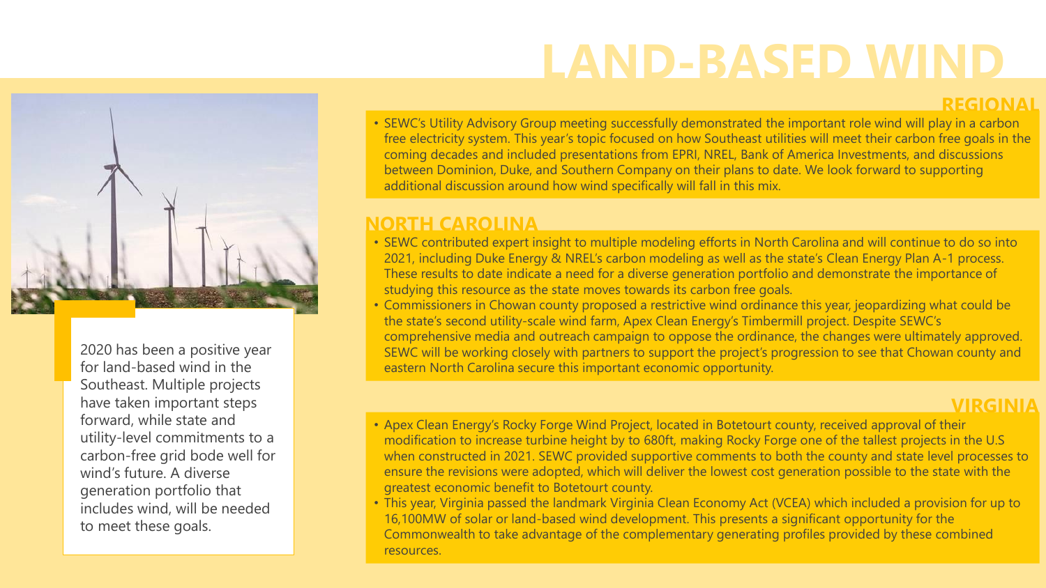# LAND-BASED WIND

2020 has been a positive year for land-based wind in the Southeast. Multiple projects have taken important steps forward, while state and utility-level commitments to a carbon-free grid bode well for wind's future. A diverse generation portfolio that includes wind, will be needed to meet these goals.

## REGIONAL

- SEWC's Utility Advisory Group meeting successfully demonstrated the important role wind will play in a carbon free electricity system. This year's topic focused on how Southeast utilities will meet their carbon free goals in the coming decades and included presentations from EPRI, NREL, Bank of America Investments, and discussions between Dominion, Duke, and Southern Company on their plans to date. We look forward to supporting additional discussion around how wind specifically will fall in this mix.

## NORTH CAROLINA

- SEWC contributed expert insight to multiple modeling efforts in North Carolina and will continue to do so into 2021, including Duke Energy & NREL's carbon modeling as well as the state's Clean Energy Plan A-1 process. These results to date indicate a need for a diverse generation portfolio and demonstrate the importance of studying this resource as the state moves towards its carbon free goals.
- Commissioners in Chowan county proposed a restrictive wind ordinance this year, jeopardizing what could be the state's second utility-scale wind farm, Apex Clean Energy's Timbermill project. Despite SEWC's comprehensive media and outreach campaign to oppose the ordinance, the changes were ultimately approved. SEWC will be working closely with partners to support the project's progression to see that Chowan county and eastern North Carolina secure this important economic opportunity.

## VIRGINIA

- Apex Clean Energy's Rocky Forge Wind Project, located in Botetourt county, received approval of their modification to increase turbine height by to 680ft, making Rocky Forge one of the tallest projects in the U.S when constructed in 2021. SEWC provided supportive comments to both the county and state level processes to ensure the revisions were adopted, which will deliver the lowest cost generation possible to the state with the greatest economic benefit to Botetourt county.
- This year, Virginia passed the landmark Virginia Clean Economy Act (VCEA) which included a provision for up to 16,100MW of solar or land-based wind development. This presents a significant opportunity for the Commonwealth to take advantage of the complementary generating profiles provided by these combined resources.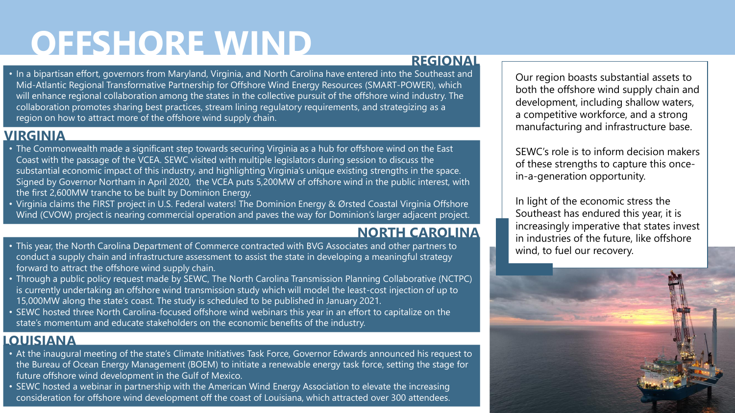# OFFSHORE WIND

## REGIONAL

- In a bipartisan effort, governors from Maryland, Virginia, and North Carolina have entered into the Southeast and Mid-Atlantic Regional Transformative Partnership for Offshore Wind Energy Resources (SMART-POWER), which will enhance regional collaboration among the states in the collective pursuit of the offshore wind industry. The collaboration promotes sharing best practices, stream lining regulatory requirements, and strategizing as a region on how to attract more of the offshore wind supply chain.

## VIRGINIA

- The Commonwealth made a significant step towards securing Virginia as a hub for offshore wind on the East Coast with the passage of the VCEA. SEWC visited with multiple legislators during session to discuss the substantial economic impact of this industry, and highlighting Virginia's unique existing strengths in the space. Signed by Governor Northam in April 2020, the VCEA puts 5,200MW of offshore wind in the public interest, with the first 2,600MW tranche to be built by Dominion Energy.
- Virginia claims the FIRST project in U.S. Federal waters! The Dominion Energy & Ørsted Coastal Virginia Offshore Wind (CVOW) project is nearing commercial operation and paves the way for Dominion's larger adjacent project.

## NORTH CAROLINA

- This year, the North Carolina Department of Commerce contracted with BVG Associates and other partners to conduct a supply chain and infrastructure assessment to assist the state in developing a meaningful strategy forward to attract the offshore wind supply chain.
- Through a public policy request made by SEWC, The North Carolina Transmission Planning Collaborative (NCTPC) is currently undertaking an offshore wind transmission study which will model the least-cost injection of up to 15,000MW along the state's coast. The study is scheduled to be published in January 2021.
- SEWC hosted three North Carolina-focused offshore wind webinars this year in an effort to capitalize on the state's momentum and educate stakeholders on the economic benefits of the industry.

## LOUISIANA

- At the inaugural meeting of the state's Climate Initiatives Task Force, Governor Edwards announced his request to the Bureau of Ocean Energy Management (BOEM) to initiate a renewable energy task force, setting the stage for future offshore wind development in the Gulf of Mexico.
- SEWC hosted a webinar in partnership with the American Wind Energy Association to elevate the increasing consideration for offshore wind development off the coast of Louisiana, which attracted over 300 attendees.

Our region boasts substantial assets to both the offshore wind supply chain and development, including shallow waters, a competitive workforce, and a strong manufacturing and infrastructure base.

SEWC's role is to inform decision makers of these strengths to capture this once-in-a-generation opportunity.

In light of the economic stress the Southeast has endured this year, it is increasingly imperative that states invest in industries of the future, like offshore wind, to fuel our recovery.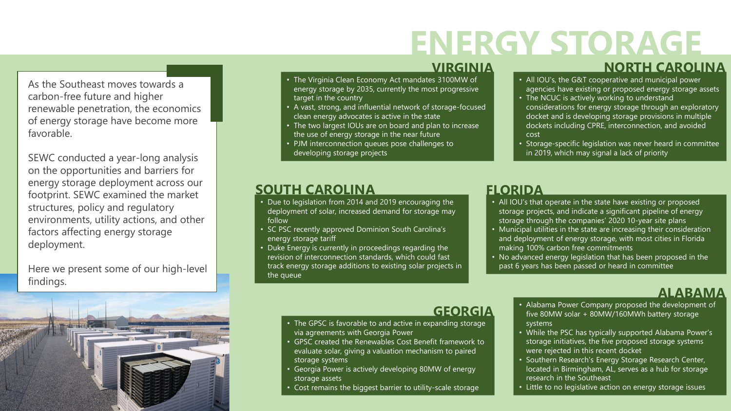# ENERGY STORAGE

As the Southeast moves towards a carbon-free future and higher renewable penetration, the economics of energy storage have become more favorable.

SEWC conducted a year-long analysis on the opportunities and barriers for energy storage deployment across our footprint. SEWC examined the market structures, policy and regulatory environments, utility actions, and other factors affecting energy storage deployment.

Here we present some of our high-level findings.

## VIRGINIA

- The Virginia Clean Economy Act mandates 3100MW of energy storage by 2035, currently the most progressive target in the country
- A vast, strong, and influential network of storage-focused clean energy advocates is active in the state
- The two largest IOUs are on board and plan to increase the use of energy storage in the near future
- PJM interconnection queues pose challenges to developing storage projects

## NORTH CAROLINA

- All IOU's, the G&T cooperative and municipal power agencies have existing or proposed energy storage assets
- The NCUC is actively working to understand considerations for energy storage through an exploratory docket and is developing storage provisions in multiple dockets including CPRE, interconnection, and avoided cost
- Storage-specific legislation was never heard in committee in 2019, which may signal a lack of priority

## SOUTH CAROLINA

- Due to legislation from 2014 and 2019 encouraging the deployment of solar, increased demand for storage may follow
- SC PSC recently approved Dominion South Carolina's energy storage tariff
- Duke Energy is currently in proceedings regarding the revision of interconnection standards, which could fast track energy storage additions to existing solar projects in the queue

## FLORIDA

- All IOU's that operate in the state have existing or proposed storage projects, and indicate a significant pipeline of energy storage through the companies' 2020 10-year site plans
- Municipal utilities in the state are increasing their consideration and deployment of energy storage, with most cities in Florida making 100% carbon free commitments
- No advanced energy legislation that has been proposed in the past 6 years has been passed or heard in committee

## GEORGIA

- The GPSC is favorable to and active in expanding storage via agreements with Georgia Power
- GPSC created the Renewables Cost Benefit framework to evaluate solar, giving a valuation mechanism to paired storage systems
- Georgia Power is actively developing 80MW of energy storage assets
- Cost remains the biggest barrier to utility-scale storage

## ALABAMA

- Alabama Power Company proposed the development of five 80MW solar + 80MW/160MWh battery storage systems
- While the PSC has typically supported Alabama Power's storage initiatives, the five proposed storage systems were rejected in this recent docket
- Southern Research's Energy Storage Research Center, located in Birmingham, AL, serves as a hub for storage research in the Southeast
- Little to no legislative action on energy storage issues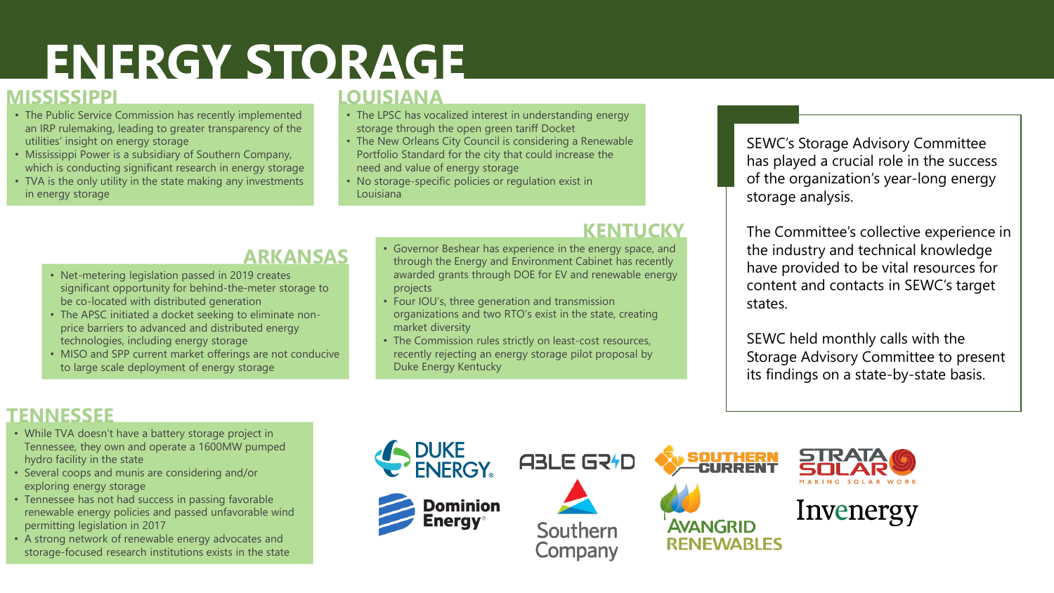# ENERGY STORAGE

## MISSISSIPPI

- The Public Service Commission has recently implemented an IRP rulemaking, leading to greater transparency of the utilities' insight on energy storage
- Mississippi Power is a subsidiary of Southern Company, which is conducting significant research in energy storage
- TVA is the only utility in the state making any investments in energy storage

## LOUISIANA

- The LPSC has vocalized interest in understanding energy storage through the open green tariff Docket
- The New Orleans City Council is considering a Renewable Portfolio Standard for the city that could increase the need and value of energy storage
- No storage-specific policies or regulation exist in Louisiana

## ARKANSAS

- Net-metering legislation passed in 2019 creates significant opportunity for behind-the-meter storage to be co-located with distributed generation
- The APSC initiated a docket seeking to eliminate non-price barriers to advanced and distributed energy technologies, including energy storage
- MISO and SPP current market offerings are not conducive to large scale deployment of energy storage

## KENTUCKY

- Governor Beshear has experience in the energy space, and through the Energy and Environment Cabinet has recently awarded grants through DOE for EV and renewable energy projects
- Four IOU's, three generation and transmission organizations and two RTO's exist in the state, creating market diversity
- The Commission rules strictly on least-cost resources, recently rejecting an energy storage pilot proposal by Duke Energy Kentucky

## TENNESSEE

- While TVA doesn't have a battery storage project in Tennessee, they own and operate a 1600MW pumped hydro facility in the state
- Several coops and munis are considering and/or exploring energy storage
- Tennessee has not had success in passing favorable renewable energy policies and passed unfavorable wind permitting legislation in 2017
- A strong network of renewable energy advocates and storage-focused research institutions exists in the state

SEWC's Storage Advisory Committee has played a crucial role in the success of the organization's year-long energy storage analysis.

The Committee's collective experience in the industry and technical knowledge have provided to be vital resources for content and contacts in SEWC's target states.

SEWC held monthly calls with the Storage Advisory Committee to present its findings on a state-by-state basis.

Duke Energy · Able Grid · Southern Current · Strata Solar · Dominion Energy · Southern Company · Avangrid Renewables · Invenergy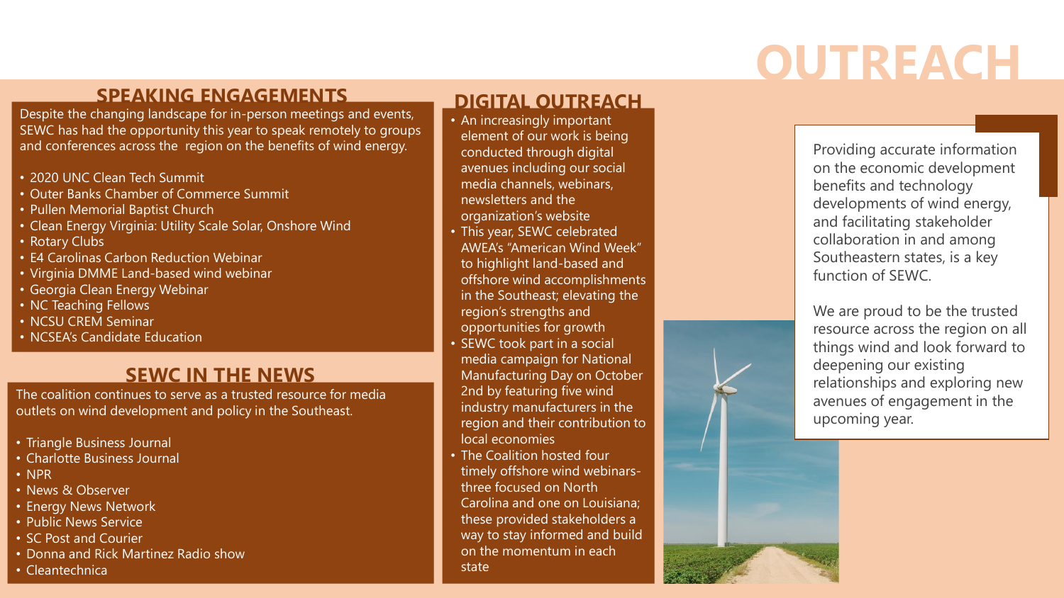# OUTREACH

## SPEAKING ENGAGEMENTS

Despite the changing landscape for in-person meetings and events, SEWC has had the opportunity this year to speak remotely to groups and conferences across the region on the benefits of wind energy.

- 2020 UNC Clean Tech Summit
- Outer Banks Chamber of Commerce Summit
- Pullen Memorial Baptist Church
- Clean Energy Virginia: Utility Scale Solar, Onshore Wind
- Rotary Clubs
- E4 Carolinas Carbon Reduction Webinar
- Virginia DMME Land-based wind webinar
- Georgia Clean Energy Webinar
- NC Teaching Fellows
- NCSU CREM Seminar
- NCSEA's Candidate Education

## SEWC IN THE NEWS

The coalition continues to serve as a trusted resource for media outlets on wind development and policy in the Southeast.

- Triangle Business Journal
- Charlotte Business Journal
- NPR
- News & Observer
- Energy News Network
- Public News Service
- SC Post and Courier
- Donna and Rick Martinez Radio show
- Cleantechnica

## DIGITAL OUTREACH

- An increasingly important element of our work is being conducted through digital avenues including our social media channels, webinars, newsletters and the organization's website
- This year, SEWC celebrated AWEA's "American Wind Week" to highlight land-based and offshore wind accomplishments in the Southeast; elevating the region's strengths and opportunities for growth
- SEWC took part in a social media campaign for National Manufacturing Day on October 2nd by featuring five wind industry manufacturers in the region and their contribution to local economies
- The Coalition hosted four timely offshore wind webinars- three focused on North Carolina and one on Louisiana; these provided stakeholders a way to stay informed and build on the momentum in each state

Providing accurate information on the economic development benefits and technology developments of wind energy, and facilitating stakeholder collaboration in and among Southeastern states, is a key function of SEWC.

We are proud to be the trusted resource across the region on all things wind and look forward to deepening our existing relationships and exploring new avenues of engagement in the upcoming year.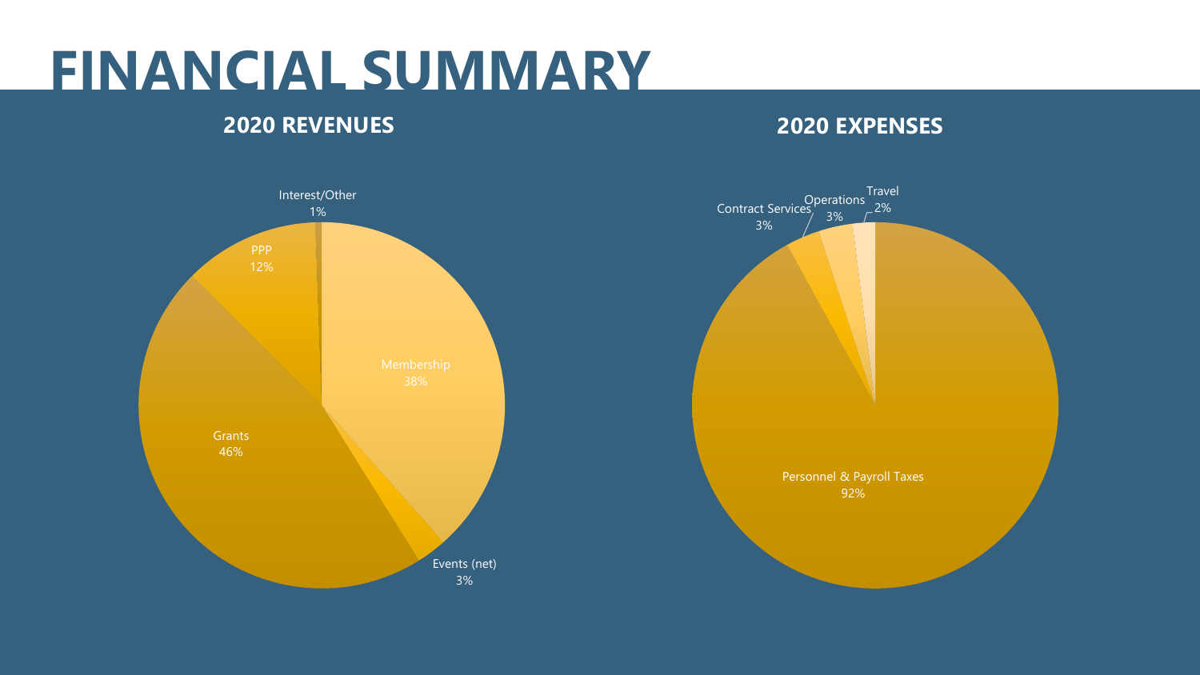# FINANCIAL SUMMARY

## 2020 REVENUES

- Interest/Other: 1%
- PPP: 12%
- Membership: 38%
- Grants: 46%
- Events (net): 3%

## 2020 EXPENSES

- Contract Services: 3%
- Operations: 3%
- Travel: 2%
- Personnel & Payroll Taxes: 92%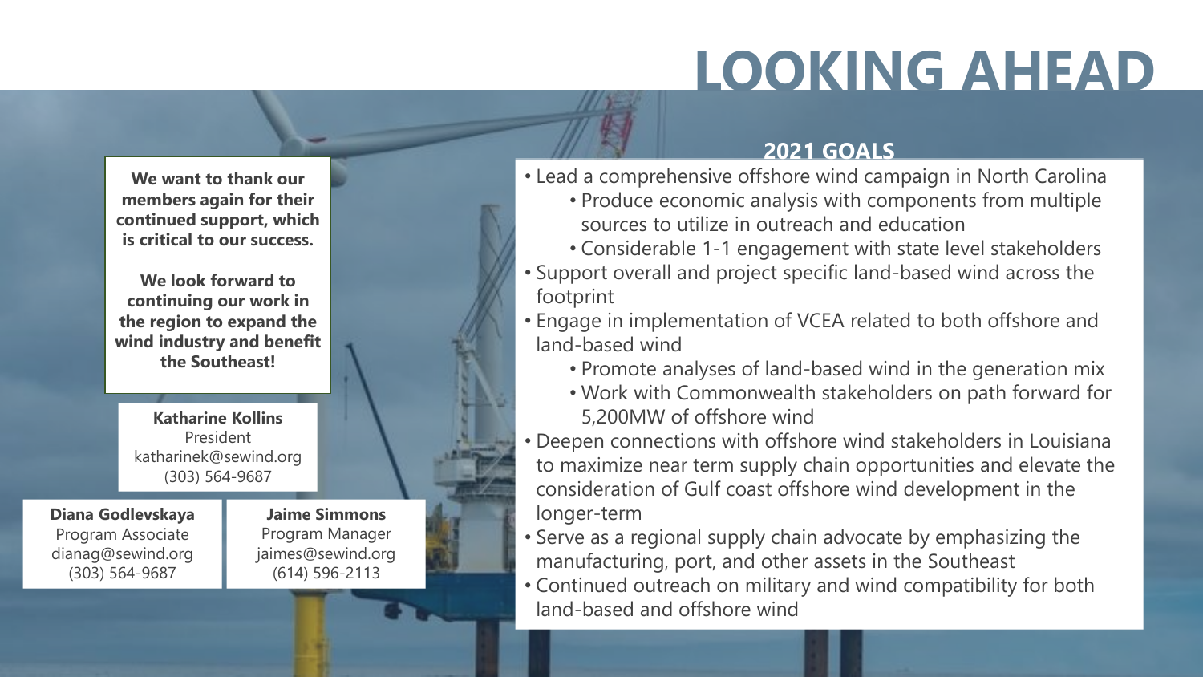# LOOKING AHEAD

**We want to thank our members again for their continued support, which is critical to our success.**

**We look forward to continuing our work in the region to expand the wind industry and benefit the Southeast!**

**Katharine Kollins**
President
katharinek@sewind.org
(303) 564-9687

**Diana Godlevskaya**
Program Associate
dianag@sewind.org
(303) 564-9687

**Jaime Simmons**
Program Manager
jaimes@sewind.org
(614) 596-2113

## 2021 GOALS

- Lead a comprehensive offshore wind campaign in North Carolina
  - Produce economic analysis with components from multiple sources to utilize in outreach and education
  - Considerable 1-1 engagement with state level stakeholders
- Support overall and project specific land-based wind across the footprint
- Engage in implementation of VCEA related to both offshore and land-based wind
  - Promote analyses of land-based wind in the generation mix
  - Work with Commonwealth stakeholders on path forward for 5,200MW of offshore wind
- Deepen connections with offshore wind stakeholders in Louisiana to maximize near term supply chain opportunities and elevate the consideration of Gulf coast offshore wind development in the longer-term
- Serve as a regional supply chain advocate by emphasizing the manufacturing, port, and other assets in the Southeast
- Continued outreach on military and wind compatibility for both land-based and offshore wind